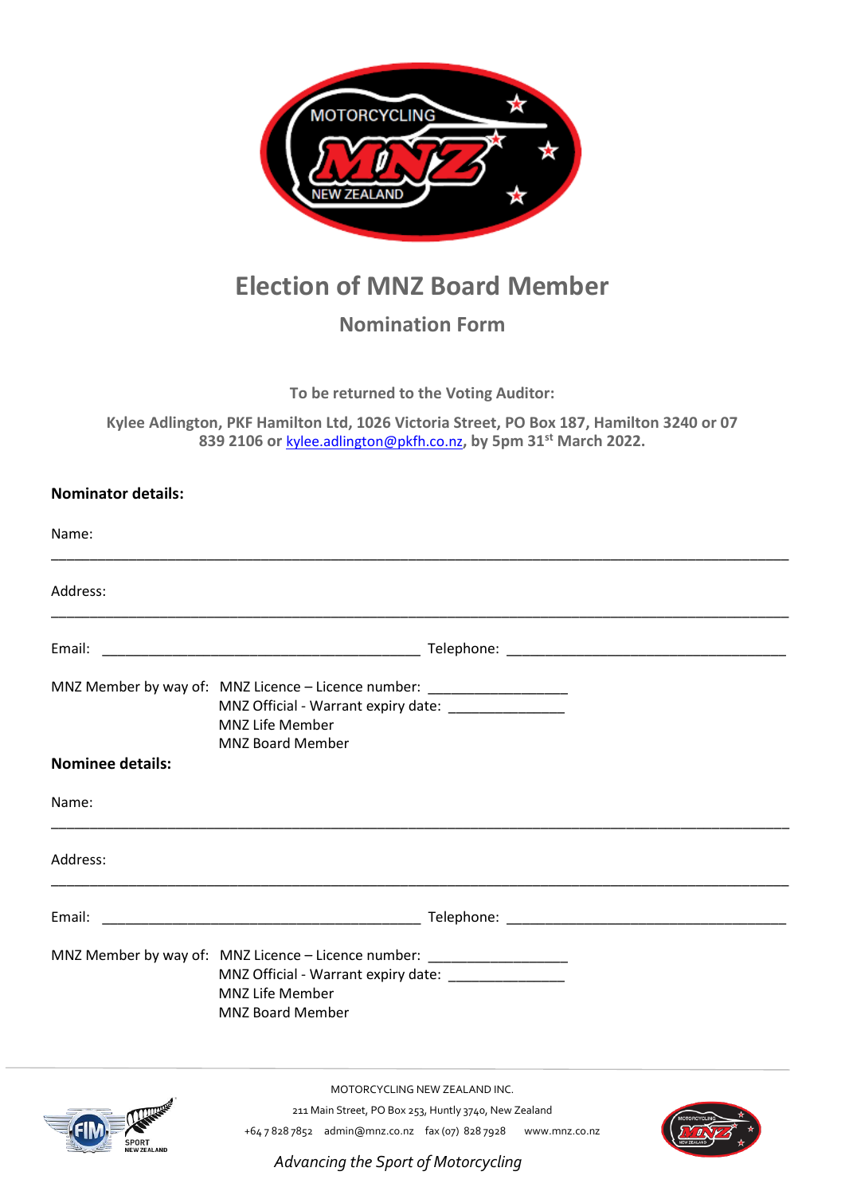# Election of MNZ Board Member

## Nomination Form

**To be returned to the Voting Auditor:**

**Kylee Adlington, PKF Hamilton Ltd, 1026 Victoria Street, PO Box 187, Hamilton 3240 or 07 839 2106 or kylee.adlington@pkfh.co.nz, by 5pm 31st March 2022.**

**Nominator details:**

Name:

_______________________________________________________________________________

Address:

_______________________________________________________________________________

Email: ________________________________________ Telephone: ___________________________________

MNZ Member by way of: MNZ Licence – Licence number: _________________
MNZ Official - Warrant expiry date: _______________
MNZ Life Member
MNZ Board Member

**Nominee details:**

Name:

_______________________________________________________________________________

Address:

_______________________________________________________________________________

Email: ________________________________________ Telephone: ___________________________________

MNZ Member by way of: MNZ Licence – Licence number: _________________
MNZ Official - Warrant expiry date: _______________
MNZ Life Member
MNZ Board Member

MOTORCYCLING NEW ZEALAND INC.
211 Main Street, PO Box 253, Huntly 3740, New Zealand
+64 7 828 7852 admin@mnz.co.nz fax (07) 828 7928 www.mnz.co.nz

*Advancing the Sport of Motorcycling*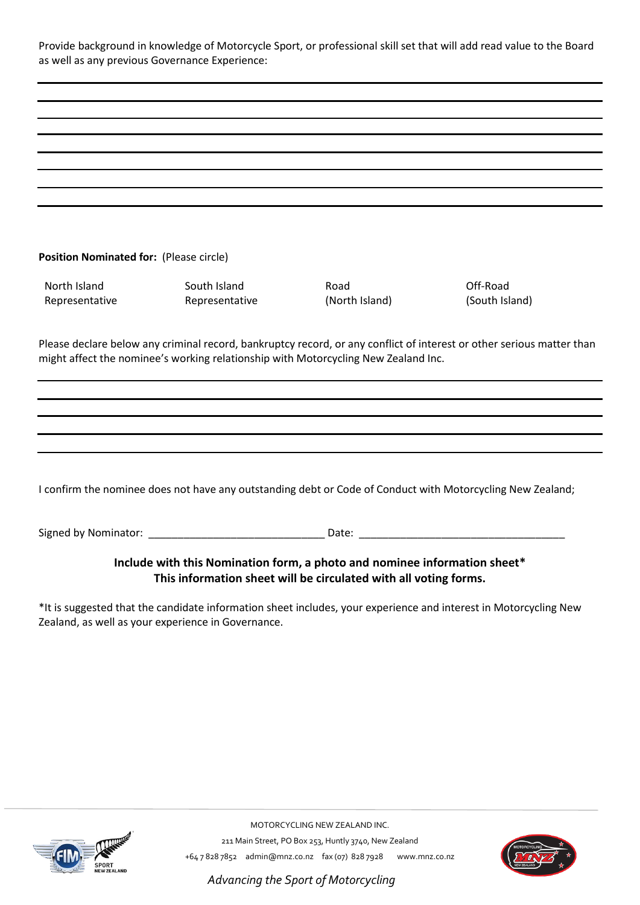Provide background in knowledge of Motorcycle Sport, or professional skill set that will add read value to the Board as well as any previous Governance Experience:

**Position Nominated for:** (Please circle)

| | | | |
|---|---|---|---|
| North Island Representative | South Island Representative | Road (North Island) | Off-Road (South Island) |

Please declare below any criminal record, bankruptcy record, or any conflict of interest or other serious matter than might affect the nominee's working relationship with Motorcycling New Zealand Inc.

I confirm the nominee does not have any outstanding debt or Code of Conduct with Motorcycling New Zealand;

Signed by Nominator: ______________________________ Date: ___________________________________

**Include with this Nomination form, a photo and nominee information sheet***
**This information sheet will be circulated with all voting forms.**

*It is suggested that the candidate information sheet includes, your experience and interest in Motorcycling New Zealand, as well as your experience in Governance.

MOTORCYCLING NEW ZEALAND INC.
211 Main Street, PO Box 253, Huntly 3740, New Zealand
+64 7 828 7852 admin@mnz.co.nz fax (07) 828 7928 www.mnz.co.nz

*Advancing the Sport of Motorcycling*